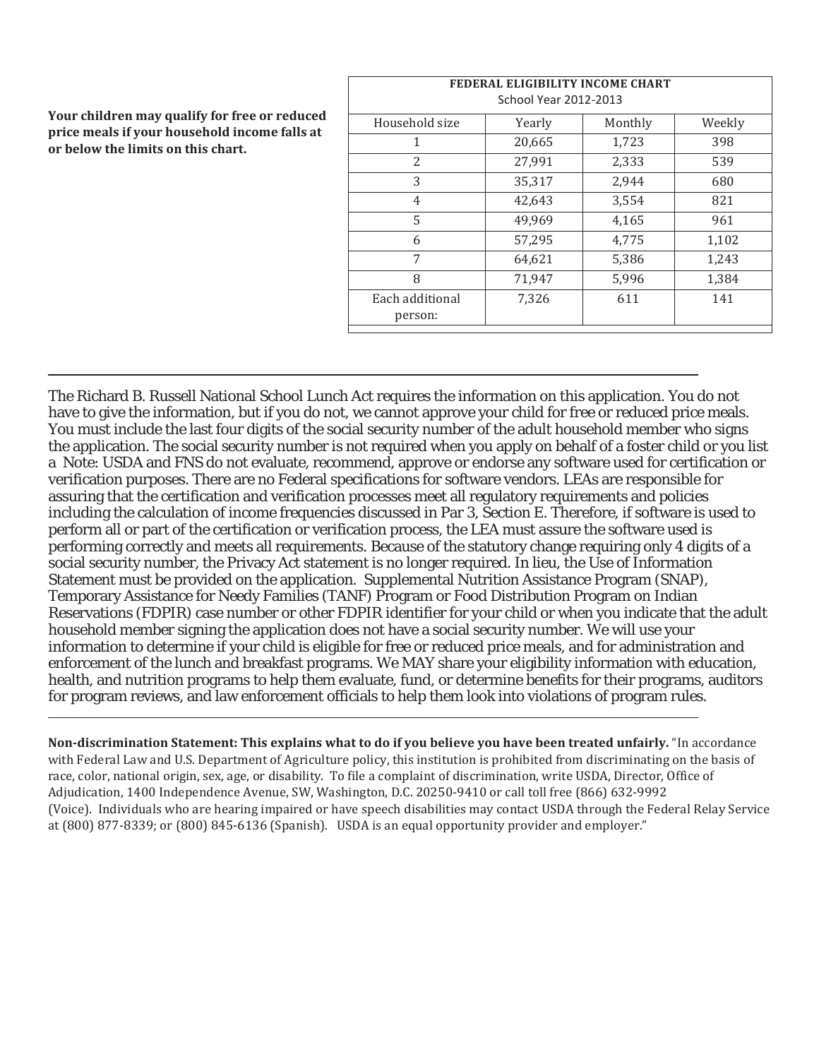**Your children may qualify for free or reduced price meals if your household income falls at or below the limits on this chart.**

| FEDERAL ELIGIBILITY INCOME CHART School Year 2012-2013 | | | |
|---|---|---|---|
| Household size | Yearly | Monthly | Weekly |
| 1 | 20,665 | 1,723 | 398 |
| 2 | 27,991 | 2,333 | 539 |
| 3 | 35,317 | 2,944 | 680 |
| 4 | 42,643 | 3,554 | 821 |
| 5 | 49,969 | 4,165 | 961 |
| 6 | 57,295 | 4,775 | 1,102 |
| 7 | 64,621 | 5,386 | 1,243 |
| 8 | 71,947 | 5,996 | 1,384 |
| Each additional person: | 7,326 | 611 | 141 |

---

The Richard B. Russell National School Lunch Act requires the information on this application. You do not have to give the information, but if you do not, we cannot approve your child for free or reduced price meals. You must include the last four digits of the social security number of the adult household member who signs the application. The social security number is not required when you apply on behalf of a foster child or you list a  Note: USDA and FNS do not evaluate, recommend, approve or endorse any software used for certification or verification purposes. There are no Federal specifications for software vendors. LEAs are responsible for assuring that the certification and verification processes meet all regulatory requirements and policies including the calculation of income frequencies discussed in Par 3, Section E. Therefore, if software is used to perform all or part of the certification or verification process, the LEA must assure the software used is performing correctly and meets all requirements. Because of the statutory change requiring only 4 digits of a social security number, the Privacy Act statement is no longer required. In lieu, the Use of Information Statement must be provided on the application.  Supplemental Nutrition Assistance Program (SNAP), Temporary Assistance for Needy Families (TANF) Program or Food Distribution Program on Indian Reservations (FDPIR) case number or other FDPIR identifier for your child or when you indicate that the adult household member signing the application does not have a social security number. We will use your information to determine if your child is eligible for free or reduced price meals, and for administration and enforcement of the lunch and breakfast programs. We MAY share your eligibility information with education, health, and nutrition programs to help them evaluate, fund, or determine benefits for their programs, auditors for program reviews, and law enforcement officials to help them look into violations of program rules.

---

**Non-discrimination Statement: This explains what to do if you believe you have been treated unfairly.** "In accordance with Federal Law and U.S. Department of Agriculture policy, this institution is prohibited from discriminating on the basis of race, color, national origin, sex, age, or disability.  To file a complaint of discrimination, write USDA, Director, Office of Adjudication, 1400 Independence Avenue, SW, Washington, D.C. 20250-9410 or call toll free (866) 632-9992 (Voice).  Individuals who are hearing impaired or have speech disabilities may contact USDA through the Federal Relay Service at (800) 877-8339; or (800) 845-6136 (Spanish).   USDA is an equal opportunity provider and employer."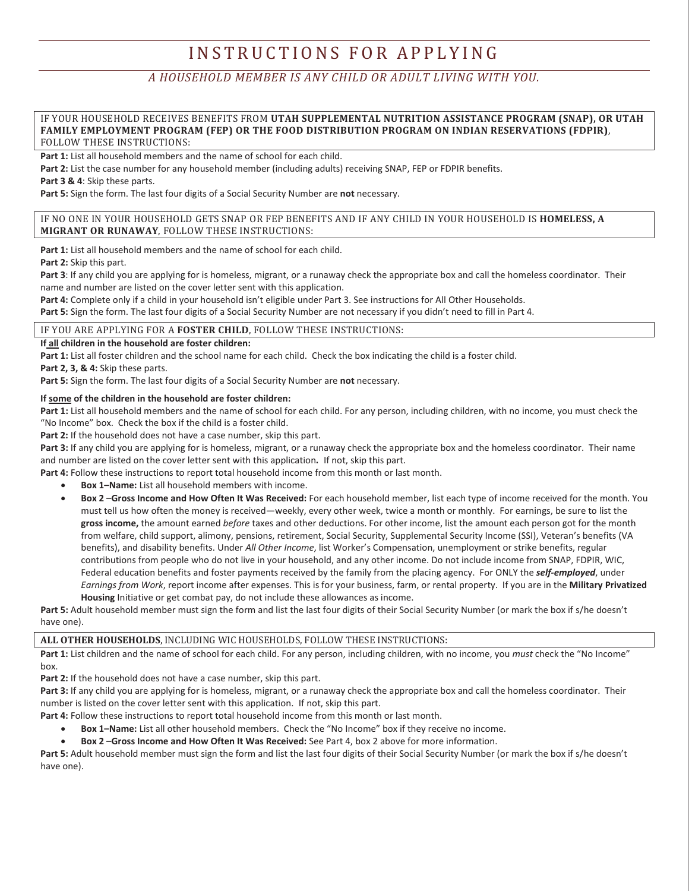# INSTRUCTIONS FOR APPLYING

*A HOUSEHOLD MEMBER IS ANY CHILD OR ADULT LIVING WITH YOU.*

## IF YOUR HOUSEHOLD RECEIVES BENEFITS FROM **UTAH SUPPLEMENTAL NUTRITION ASSISTANCE PROGRAM (SNAP), OR UTAH FAMILY EMPLOYMENT PROGRAM (FEP) OR THE FOOD DISTRIBUTION PROGRAM ON INDIAN RESERVATIONS (FDPIR)**, FOLLOW THESE INSTRUCTIONS:

**Part 1:** List all household members and the name of school for each child.

**Part 2:** List the case number for any household member (including adults) receiving SNAP, FEP or FDPIR benefits.

**Part 3 & 4**: Skip these parts.

**Part 5:** Sign the form. The last four digits of a Social Security Number are **not** necessary.

## IF NO ONE IN YOUR HOUSEHOLD GETS SNAP OR FEP BENEFITS AND IF ANY CHILD IN YOUR HOUSEHOLD IS **HOMELESS, A MIGRANT OR RUNAWAY**, FOLLOW THESE INSTRUCTIONS:

**Part 1:** List all household members and the name of school for each child.

**Part 2:** Skip this part.

**Part 3**: If any child you are applying for is homeless, migrant, or a runaway check the appropriate box and call the homeless coordinator. Their name and number are listed on the cover letter sent with this application.

**Part 4:** Complete only if a child in your household isn't eligible under Part 3. See instructions for All Other Households.

**Part 5:** Sign the form. The last four digits of a Social Security Number are not necessary if you didn't need to fill in Part 4.

## IF YOU ARE APPLYING FOR A **FOSTER CHILD**, FOLLOW THESE INSTRUCTIONS:

**If all children in the household are foster children:**

**Part 1:** List all foster children and the school name for each child. Check the box indicating the child is a foster child.

**Part 2, 3, & 4:** Skip these parts.

**Part 5:** Sign the form. The last four digits of a Social Security Number are **not** necessary.

**If some of the children in the household are foster children:**

**Part 1:** List all household members and the name of school for each child. For any person, including children, with no income, you must check the "No Income" box. Check the box if the child is a foster child.

**Part 2:** If the household does not have a case number, skip this part.

**Part 3:** If any child you are applying for is homeless, migrant, or a runaway check the appropriate box and the homeless coordinator. Their name and number are listed on the cover letter sent with this application**.** If not, skip this part.

**Part 4:** Follow these instructions to report total household income from this month or last month.

- **Box 1–Name:** List all household members with income.
- **Box 2** –**Gross Income and How Often It Was Received:** For each household member, list each type of income received for the month. You must tell us how often the money is received—weekly, every other week, twice a month or monthly. For earnings, be sure to list the **gross income,** the amount earned *before* taxes and other deductions. For other income, list the amount each person got for the month from welfare, child support, alimony, pensions, retirement, Social Security, Supplemental Security Income (SSI), Veteran's benefits (VA benefits), and disability benefits. Under *All Other Income*, list Worker's Compensation, unemployment or strike benefits, regular contributions from people who do not live in your household, and any other income. Do not include income from SNAP, FDPIR, WIC, Federal education benefits and foster payments received by the family from the placing agency. For ONLY the ***self-employed***, under *Earnings from Work*, report income after expenses. This is for your business, farm, or rental property. If you are in the **Military Privatized Housing** Initiative or get combat pay, do not include these allowances as income.

**Part 5:** Adult household member must sign the form and list the last four digits of their Social Security Number (or mark the box if s/he doesn't have one).

## **ALL OTHER HOUSEHOLDS**, INCLUDING WIC HOUSEHOLDS, FOLLOW THESE INSTRUCTIONS:

**Part 1:** List children and the name of school for each child. For any person, including children, with no income, you *must* check the "No Income" box.

**Part 2:** If the household does not have a case number, skip this part.

**Part 3:** If any child you are applying for is homeless, migrant, or a runaway check the appropriate box and call the homeless coordinator. Their number is listed on the cover letter sent with this application. If not, skip this part.

**Part 4:** Follow these instructions to report total household income from this month or last month.

- **Box 1–Name:** List all other household members. Check the "No Income" box if they receive no income.
- **Box 2** –**Gross Income and How Often It Was Received:** See Part 4, box 2 above for more information.

**Part 5:** Adult household member must sign the form and list the last four digits of their Social Security Number (or mark the box if s/he doesn't have one).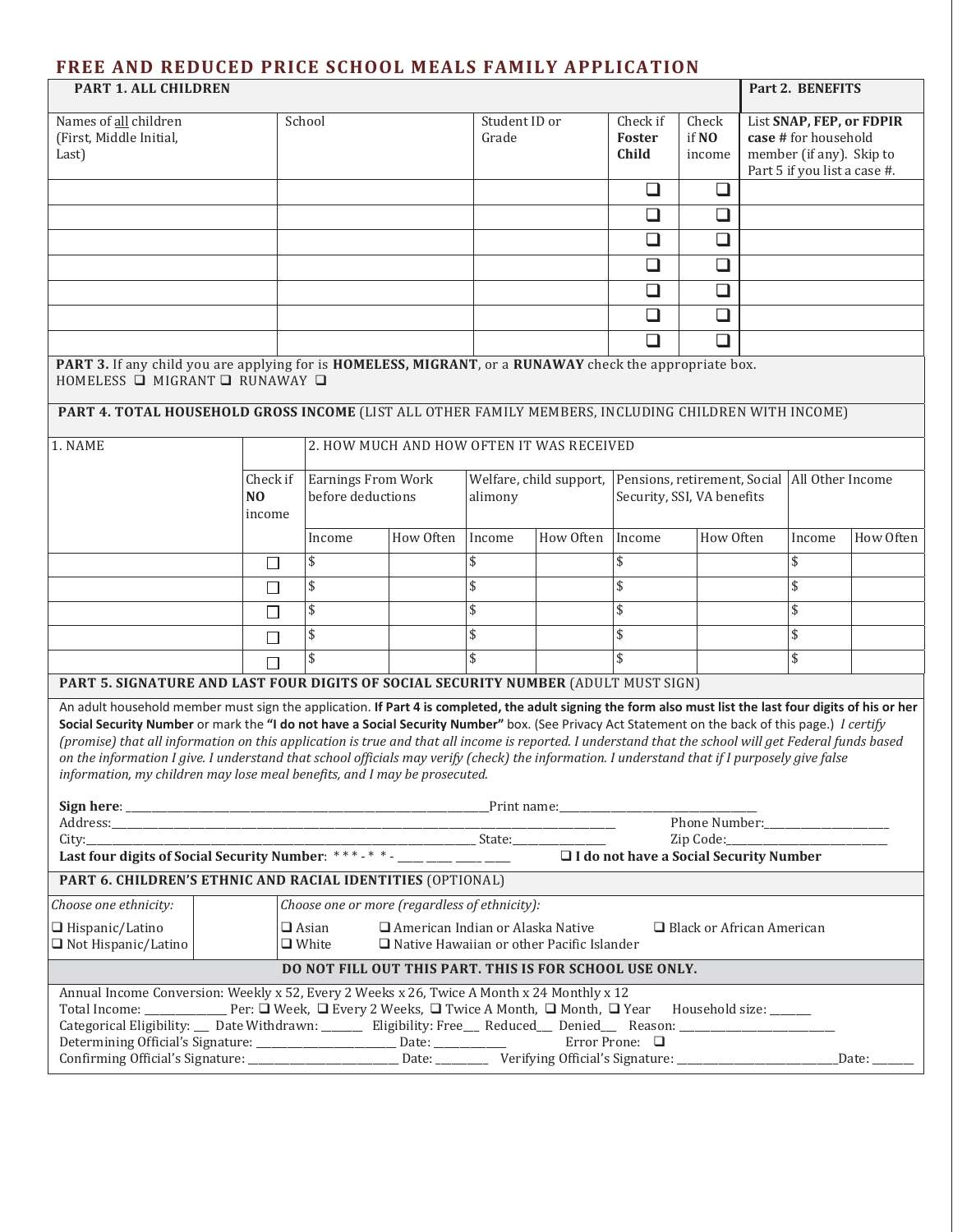# FREE AND REDUCED PRICE SCHOOL MEALS FAMILY APPLICATION

| **PART 1. ALL CHILDREN** | | | | | **Part 2. BENEFITS** |
|---|---|---|---|---|---|
| Names of all children (First, Middle Initial, Last) | School | Student ID or Grade | Check if **Foster Child** | Check if **NO** income | List **SNAP, FEP, or FDPIR case #** for household member (if any). Skip to Part 5 if you list a case #. |
| | | | ❑ | ❑ | |
| | | | ❑ | ❑ | |
| | | | ❑ | ❑ | |
| | | | ❑ | ❑ | |
| | | | ❑ | ❑ | |
| | | | ❑ | ❑ | |
| | | | ❑ | ❑ | |

**PART 3.** If any child you are applying for is **HOMELESS, MIGRANT**, or a **RUNAWAY** check the appropriate box.
HOMELESS ❑ MIGRANT ❑ RUNAWAY ❑

**PART 4. TOTAL HOUSEHOLD GROSS INCOME** (LIST ALL OTHER FAMILY MEMBERS, INCLUDING CHILDREN WITH INCOME)

| 1. NAME | | 2. HOW MUCH AND HOW OFTEN IT WAS RECEIVED | | | | | | | |
|---|---|---|---|---|---|---|---|---|---|
| | Check if **NO** income | Earnings From Work before deductions | | Welfare, child support, alimony | | Pensions, retirement, Social Security, SSI, VA benefits | | All Other Income | |
| | | Income | How Often | Income | How Often | Income | How Often | Income | How Often |
| | ☐ | $ | | $ | | $ | | $ | |
| | ☐ | $ | | $ | | $ | | $ | |
| | ☐ | $ | | $ | | $ | | $ | |
| | ☐ | $ | | $ | | $ | | $ | |
| | ☐ | $ | | $ | | $ | | $ | |

**PART 5. SIGNATURE AND LAST FOUR DIGITS OF SOCIAL SECURITY NUMBER** (ADULT MUST SIGN)

An adult household member must sign the application. **If Part 4 is completed, the adult signing the form also must list the last four digits of his or her Social Security Number** or mark the **"I do not have a Social Security Number"** box. (See Privacy Act Statement on the back of this page.) *I certify (promise) that all information on this application is true and that all income is reported. I understand that the school will get Federal funds based on the information I give. I understand that school officials may verify (check) the information. I understand that if I purposely give false information, my children may lose meal benefits, and I may be prosecuted.*

**Sign here**: ______________________________ Print name: ____________________

Address: ________________________________________ Phone Number: ______________

City: ______________________________ State: ________ Zip Code: ______________

**Last four digits of Social Security Number**: * * * - * * - ___ ___ ___ ___ ❑ **I do not have a Social Security Number**

**PART 6. CHILDREN'S ETHNIC AND RACIAL IDENTITIES** (OPTIONAL)

| *Choose one ethnicity:* | *Choose one or more (regardless of ethnicity):* |
|---|---|
| ❑ Hispanic/Latino<br>❑ Not Hispanic/Latino | ❑ Asian ❑ American Indian or Alaska Native ❑ Black or African American<br>❑ White ❑ Native Hawaiian or other Pacific Islander |

**DO NOT FILL OUT THIS PART. THIS IS FOR SCHOOL USE ONLY.**

Annual Income Conversion: Weekly x 52, Every 2 Weeks x 26, Twice A Month x 24 Monthly x 12
Total Income: __________ Per: ❑ Week, ❑ Every 2 Weeks, ❑ Twice A Month, ❑ Month, ❑ Year Household size: ______
Categorical Eligibility: __ Date Withdrawn: ______ Eligibility: Free___ Reduced___ Denied___ Reason: ____________________
Determining Official's Signature: ____________________ Date: __________ Error Prone: ❑
Confirming Official's Signature: ____________________ Date: ________ Verifying Official's Signature: ____________________ Date: ______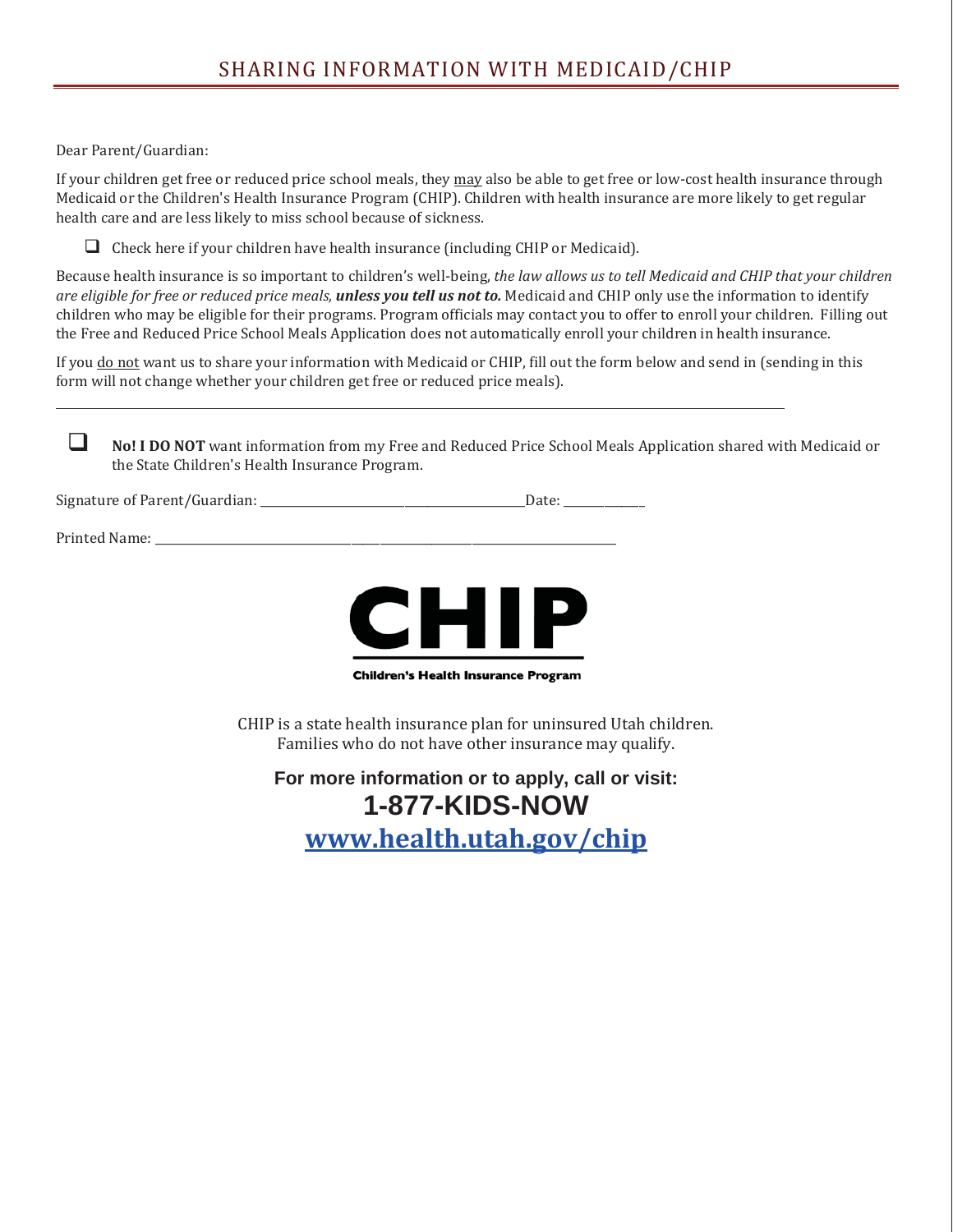# SHARING INFORMATION WITH MEDICAID/CHIP

Dear Parent/Guardian:

If your children get free or reduced price school meals, they may also be able to get free or low-cost health insurance through Medicaid or the Children's Health Insurance Program (CHIP). Children with health insurance are more likely to get regular health care and are less likely to miss school because of sickness.

- ☐ Check here if your children have health insurance (including CHIP or Medicaid).

Because health insurance is so important to children's well-being, *the law allows us to tell Medicaid and CHIP that your children are eligible for free or reduced price meals,* ***unless you tell us not to.*** Medicaid and CHIP only use the information to identify children who may be eligible for their programs. Program officials may contact you to offer to enroll your children. Filling out the Free and Reduced Price School Meals Application does not automatically enroll your children in health insurance.

If you do not want us to share your information with Medicaid or CHIP, fill out the form below and send in (sending in this form will not change whether your children get free or reduced price meals).

---

- ☐ **No! I DO NOT** want information from my Free and Reduced Price School Meals Application shared with Medicaid or the State Children's Health Insurance Program.

Signature of Parent/Guardian: ______________________________ Date: __________

Printed Name: ______________________________________________

**CHIP**

**Children's Health Insurance Program**

CHIP is a state health insurance plan for uninsured Utah children.
Families who do not have other insurance may qualify.

**For more information or to apply, call or visit:**

**1-877-KIDS-NOW**

**www.health.utah.gov/chip**